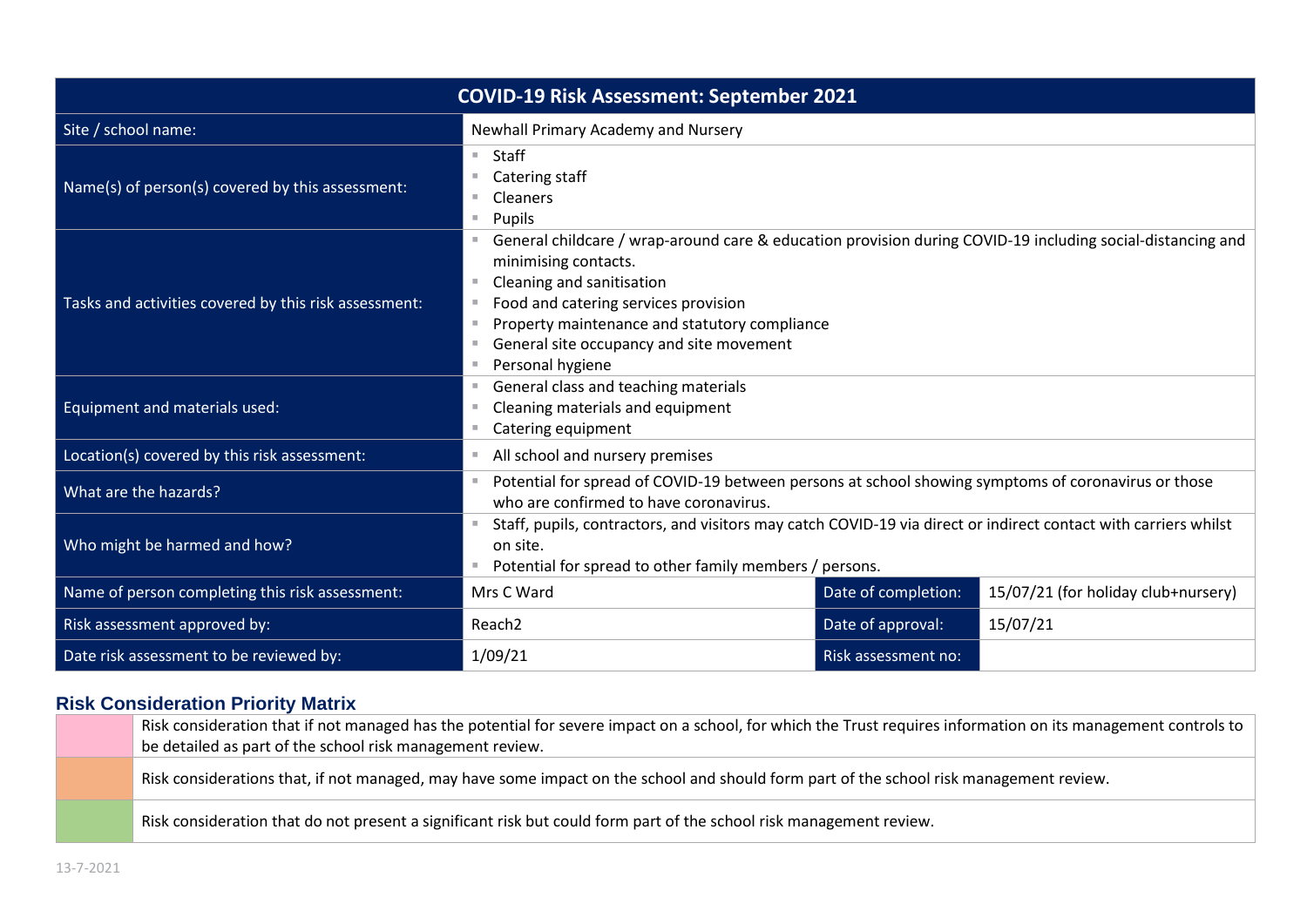| COVID-19 Risk Assessment: September 2021 | | | |
|---|---|---|---|
| Site / school name: | Newhall Primary Academy and Nursery | | |
| Name(s) of person(s) covered by this assessment: | - Staff<br>- Catering staff<br>- Cleaners<br>- Pupils | | |
| Tasks and activities covered by this risk assessment: | - General childcare / wrap-around care & education provision during COVID-19 including social-distancing and minimising contacts.<br>- Cleaning and sanitisation<br>- Food and catering services provision<br>- Property maintenance and statutory compliance<br>- General site occupancy and site movement<br>- Personal hygiene | | |
| Equipment and materials used: | - General class and teaching materials<br>- Cleaning materials and equipment<br>- Catering equipment | | |
| Location(s) covered by this risk assessment: | - All school and nursery premises | | |
| What are the hazards? | - Potential for spread of COVID-19 between persons at school showing symptoms of coronavirus or those who are confirmed to have coronavirus. | | |
| Who might be harmed and how? | - Staff, pupils, contractors, and visitors may catch COVID-19 via direct or indirect contact with carriers whilst on site.<br>- Potential for spread to other family members / persons. | | |
| Name of person completing this risk assessment: | Mrs C Ward | Date of completion: | 15/07/21 (for holiday club+nursery) |
| Risk assessment approved by: | Reach2 | Date of approval: | 15/07/21 |
| Date risk assessment to be reviewed by: | 1/09/21 | Risk assessment no: | |

## Risk Consideration Priority Matrix

| Colour | Description |
|---|---|
| Pink | Risk consideration that if not managed has the potential for severe impact on a school, for which the Trust requires information on its management controls to be detailed as part of the school risk management review. |
| Orange | Risk considerations that, if not managed, may have some impact on the school and should form part of the school risk management review. |
| Green | Risk consideration that do not present a significant risk but could form part of the school risk management review. |

13-7-2021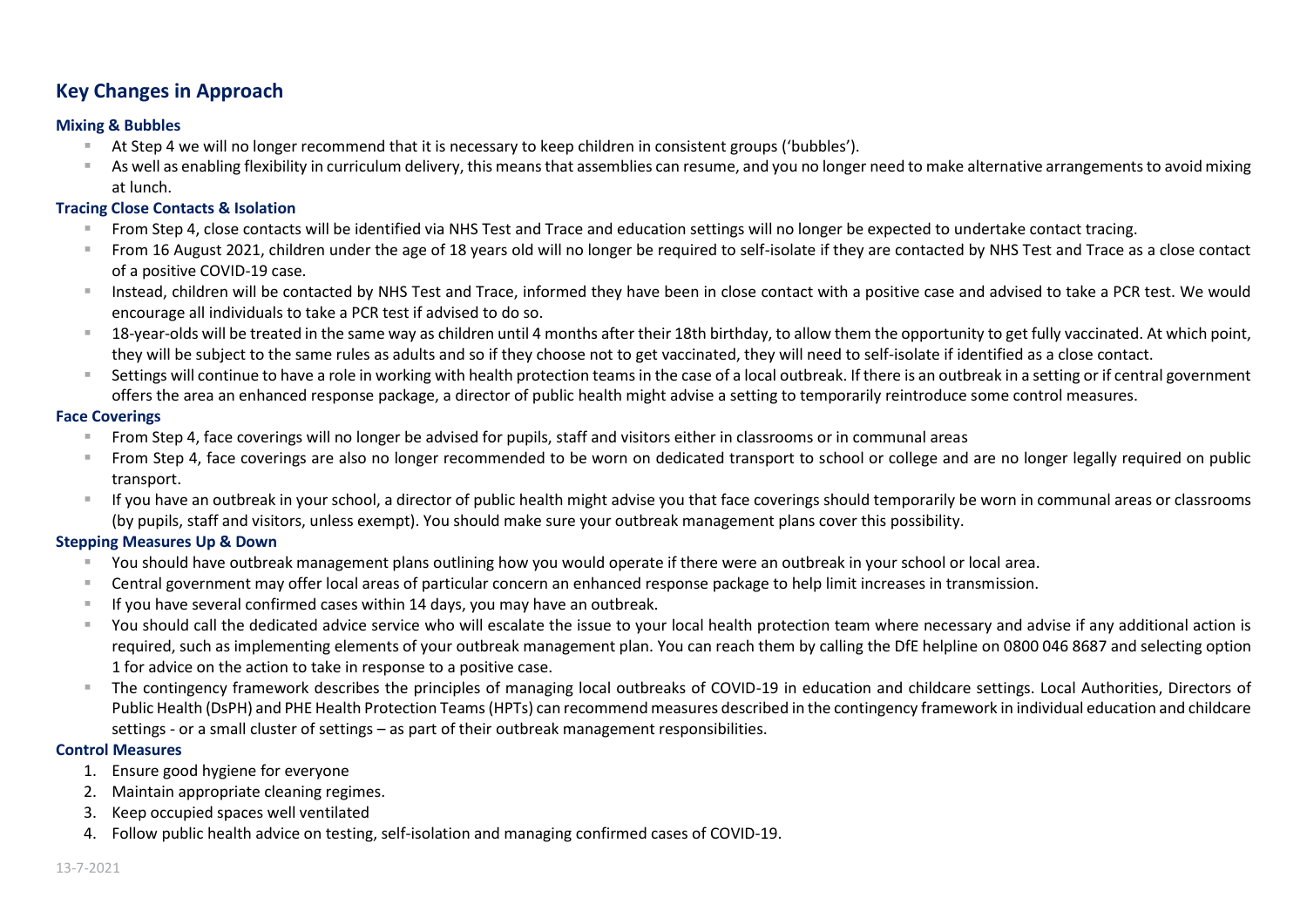## Key Changes in Approach

### Mixing & Bubbles

- At Step 4 we will no longer recommend that it is necessary to keep children in consistent groups ('bubbles').
- As well as enabling flexibility in curriculum delivery, this means that assemblies can resume, and you no longer need to make alternative arrangements to avoid mixing at lunch.

### Tracing Close Contacts & Isolation

- From Step 4, close contacts will be identified via NHS Test and Trace and education settings will no longer be expected to undertake contact tracing.
- From 16 August 2021, children under the age of 18 years old will no longer be required to self-isolate if they are contacted by NHS Test and Trace as a close contact of a positive COVID-19 case.
- Instead, children will be contacted by NHS Test and Trace, informed they have been in close contact with a positive case and advised to take a PCR test. We would encourage all individuals to take a PCR test if advised to do so.
- 18-year-olds will be treated in the same way as children until 4 months after their 18th birthday, to allow them the opportunity to get fully vaccinated. At which point, they will be subject to the same rules as adults and so if they choose not to get vaccinated, they will need to self-isolate if identified as a close contact.
- Settings will continue to have a role in working with health protection teams in the case of a local outbreak. If there is an outbreak in a setting or if central government offers the area an enhanced response package, a director of public health might advise a setting to temporarily reintroduce some control measures.

### Face Coverings

- From Step 4, face coverings will no longer be advised for pupils, staff and visitors either in classrooms or in communal areas
- From Step 4, face coverings are also no longer recommended to be worn on dedicated transport to school or college and are no longer legally required on public transport.
- If you have an outbreak in your school, a director of public health might advise you that face coverings should temporarily be worn in communal areas or classrooms (by pupils, staff and visitors, unless exempt). You should make sure your outbreak management plans cover this possibility.

### Stepping Measures Up & Down

- You should have outbreak management plans outlining how you would operate if there were an outbreak in your school or local area.
- Central government may offer local areas of particular concern an enhanced response package to help limit increases in transmission.
- If you have several confirmed cases within 14 days, you may have an outbreak.
- You should call the dedicated advice service who will escalate the issue to your local health protection team where necessary and advise if any additional action is required, such as implementing elements of your outbreak management plan. You can reach them by calling the DfE helpline on 0800 046 8687 and selecting option 1 for advice on the action to take in response to a positive case.
- The contingency framework describes the principles of managing local outbreaks of COVID-19 in education and childcare settings. Local Authorities, Directors of Public Health (DsPH) and PHE Health Protection Teams (HPTs) can recommend measures described in the contingency framework in individual education and childcare settings - or a small cluster of settings – as part of their outbreak management responsibilities.

### Control Measures

1. Ensure good hygiene for everyone
2. Maintain appropriate cleaning regimes.
3. Keep occupied spaces well ventilated
4. Follow public health advice on testing, self-isolation and managing confirmed cases of COVID-19.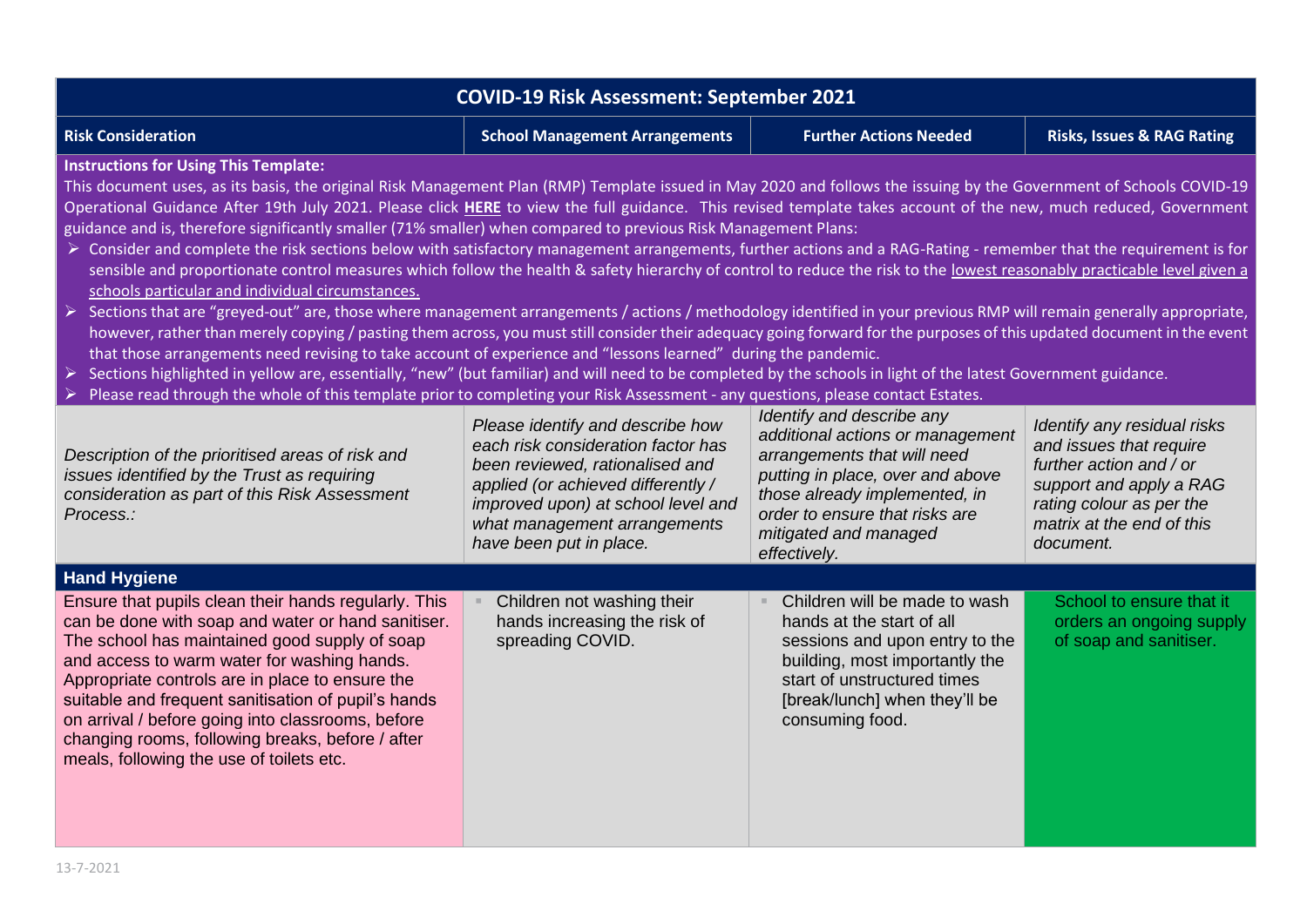| **COVID-19 Risk Assessment: September 2021** | | | |
|---|---|---|---|
| **Risk Consideration** | **School Management Arrangements** | **Further Actions Needed** | **Risks, Issues & RAG Rating** |
| **Instructions for Using This Template:**<br>This document uses, as its basis, the original Risk Management Plan (RMP) Template issued in May 2020 and follows the issuing by the Government of Schools COVID-19 Operational Guidance After 19th July 2021. Please click **HERE** to view the full guidance. This revised template takes account of the new, much reduced, Government guidance and is, therefore significantly smaller (71% smaller) when compared to previous Risk Management Plans:<br>➢ Consider and complete the risk sections below with satisfactory management arrangements, further actions and a RAG-Rating - remember that the requirement is for sensible and proportionate control measures which follow the health & safety hierarchy of control to reduce the risk to the lowest reasonably practicable level given a schools particular and individual circumstances.<br>➢ Sections that are "greyed-out" are, those where management arrangements / actions / methodology identified in your previous RMP will remain generally appropriate, however, rather than merely copying / pasting them across, you must still consider their adequacy going forward for the purposes of this updated document in the event that those arrangements need revising to take account of experience and "lessons learned" during the pandemic.<br>➢ Sections highlighted in yellow are, essentially, "new" (but familiar) and will need to be completed by the schools in light of the latest Government guidance.<br>➢ Please read through the whole of this template prior to completing your Risk Assessment - any questions, please contact Estates. | | | |
| *Description of the prioritised areas of risk and issues identified by the Trust as requiring consideration as part of this Risk Assessment Process.:* | *Please identify and describe how each risk consideration factor has been reviewed, rationalised and applied (or achieved differently / improved upon) at school level and what management arrangements have been put in place.* | *Identify and describe any additional actions or management arrangements that will need putting in place, over and above those already implemented, in order to ensure that risks are mitigated and managed effectively.* | *Identify any residual risks and issues that require further action and / or support and apply a RAG rating colour as per the matrix at the end of this document.* |
| **Hand Hygiene** | | | |
| Ensure that pupils clean their hands regularly. This can be done with soap and water or hand sanitiser. The school has maintained good supply of soap and access to warm water for washing hands. Appropriate controls are in place to ensure the suitable and frequent sanitisation of pupil's hands on arrival / before going into classrooms, before changing rooms, following breaks, before / after meals, following the use of toilets etc. | ▪ Children not washing their hands increasing the risk of spreading COVID. | ▪ Children will be made to wash hands at the start of all sessions and upon entry to the building, most importantly the start of unstructured times [break/lunch] when they'll be consuming food. | School to ensure that it orders an ongoing supply of soap and sanitiser. |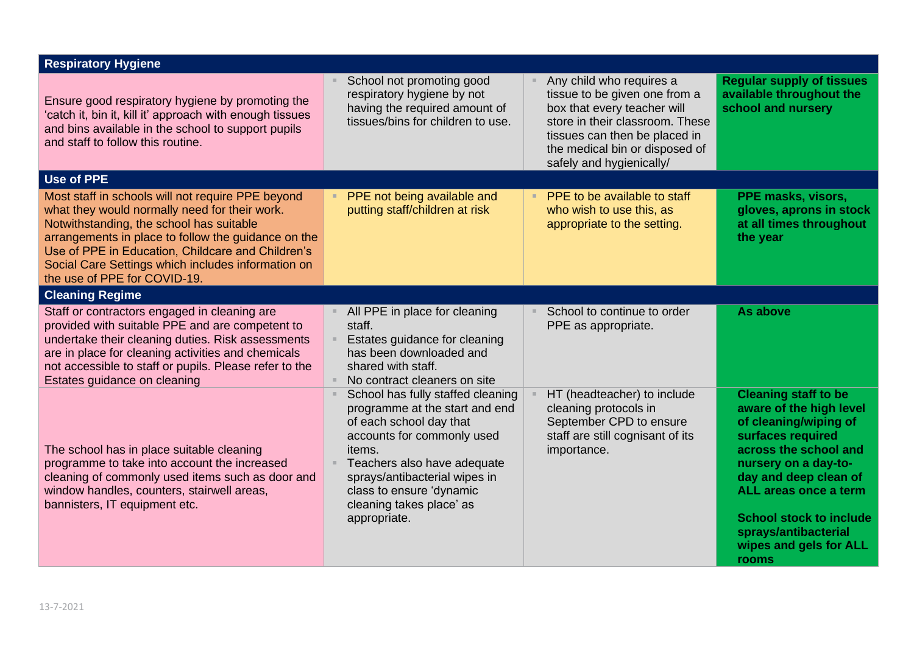| Respiratory Hygiene | | | |
|---|---|---|---|
| Ensure good respiratory hygiene by promoting the 'catch it, bin it, kill it' approach with enough tissues and bins available in the school to support pupils and staff to follow this routine. | - School not promoting good respiratory hygiene by not having the required amount of tissues/bins for children to use. | - Any child who requires a tissue to be given one from a box that every teacher will store in their classroom. These tissues can then be placed in the medical bin or disposed of safely and hygienically/ | **Regular supply of tissues available throughout the school and nursery** |
| **Use of PPE** | | | |
| Most staff in schools will not require PPE beyond what they would normally need for their work. Notwithstanding, the school has suitable arrangements in place to follow the guidance on the Use of PPE in Education, Childcare and Children's Social Care Settings which includes information on the use of PPE for COVID-19. | - PPE not being available and putting staff/children at risk | - PPE to be available to staff who wish to use this, as appropriate to the setting. | **PPE masks, visors, gloves, aprons in stock at all times throughout the year** |
| **Cleaning Regime** | | | |
| Staff or contractors engaged in cleaning are provided with suitable PPE and are competent to undertake their cleaning duties. Risk assessments are in place for cleaning activities and chemicals not accessible to staff or pupils. Please refer to the Estates guidance on cleaning | - All PPE in place for cleaning staff.<br>- Estates guidance for cleaning has been downloaded and shared with staff.<br>- No contract cleaners on site | - School to continue to order PPE as appropriate. | **As above** |
| The school has in place suitable cleaning programme to take into account the increased cleaning of commonly used items such as door and window handles, counters, stairwell areas, bannisters, IT equipment etc. | - School has fully staffed cleaning programme at the start and end of each school day that accounts for commonly used items.<br>- Teachers also have adequate sprays/antibacterial wipes in class to ensure 'dynamic cleaning takes place' as appropriate. | - HT (headteacher) to include cleaning protocols in September CPD to ensure staff are still cognisant of its importance. | **Cleaning staff to be aware of the high level of cleaning/wiping of surfaces required across the school and nursery on a day-to-day and deep clean of ALL areas once a term**<br><br>**School stock to include sprays/antibacterial wipes and gels for ALL rooms** |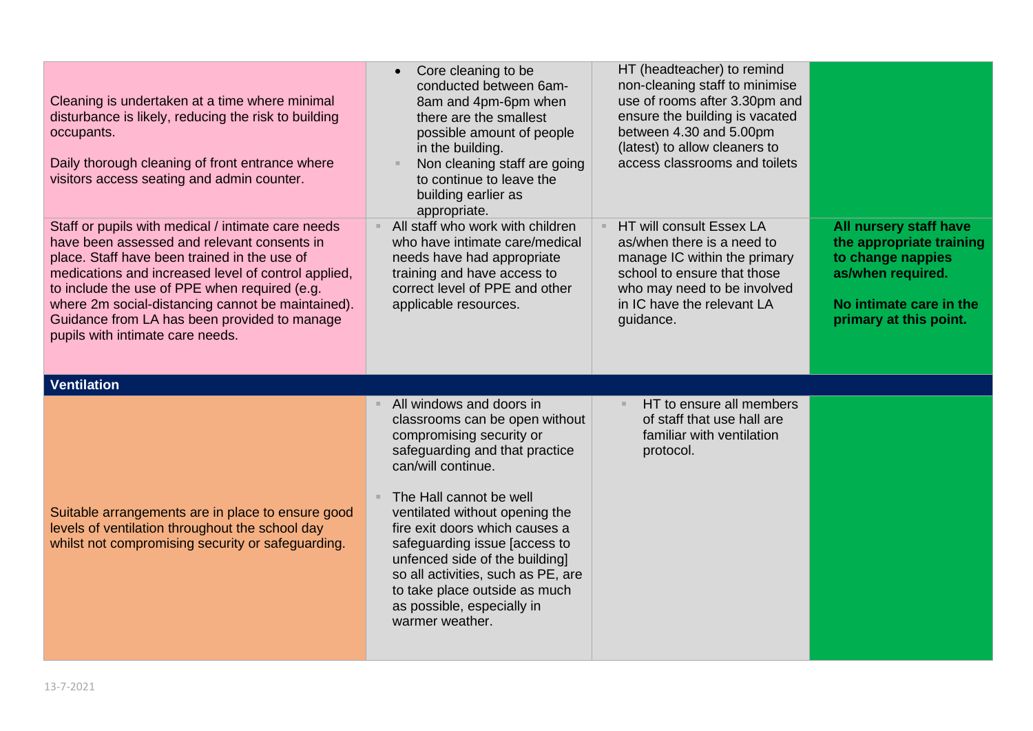| | | | |
|---|---|---|---|
| Cleaning is undertaken at a time where minimal disturbance is likely, reducing the risk to building occupants.<br><br>Daily thorough cleaning of front entrance where visitors access seating and admin counter. | • Core cleaning to be conducted between 6am-8am and 4pm-6pm when there are the smallest possible amount of people in the building.<br>• Non cleaning staff are going to continue to leave the building earlier as appropriate. | HT (headteacher) to remind non-cleaning staff to minimise use of rooms after 3.30pm and ensure the building is vacated between 4.30 and 5.00pm (latest) to allow cleaners to access classrooms and toilets | |
| Staff or pupils with medical / intimate care needs have been assessed and relevant consents in place. Staff have been trained in the use of medications and increased level of control applied, to include the use of PPE when required (e.g. where 2m social-distancing cannot be maintained). Guidance from LA has been provided to manage pupils with intimate care needs. | • All staff who work with children who have intimate care/medical needs have had appropriate training and have access to correct level of PPE and other applicable resources. | • HT will consult Essex LA as/when there is a need to manage IC within the primary school to ensure that those who may need to be involved in IC have the relevant LA guidance. | **All nursery staff have the appropriate training to change nappies as/when required.**<br><br>**No intimate care in the primary at this point.** |
| **Ventilation** | | | |
| Suitable arrangements are in place to ensure good levels of ventilation throughout the school day whilst not compromising security or safeguarding. | • All windows and doors in classrooms can be open without compromising security or safeguarding and that practice can/will continue.<br><br>• The Hall cannot be well ventilated without opening the fire exit doors which causes a safeguarding issue [access to unfenced side of the building] so all activities, such as PE, are to take place outside as much as possible, especially in warmer weather. | • HT to ensure all members of staff that use hall are familiar with ventilation protocol. | |

13-7-2021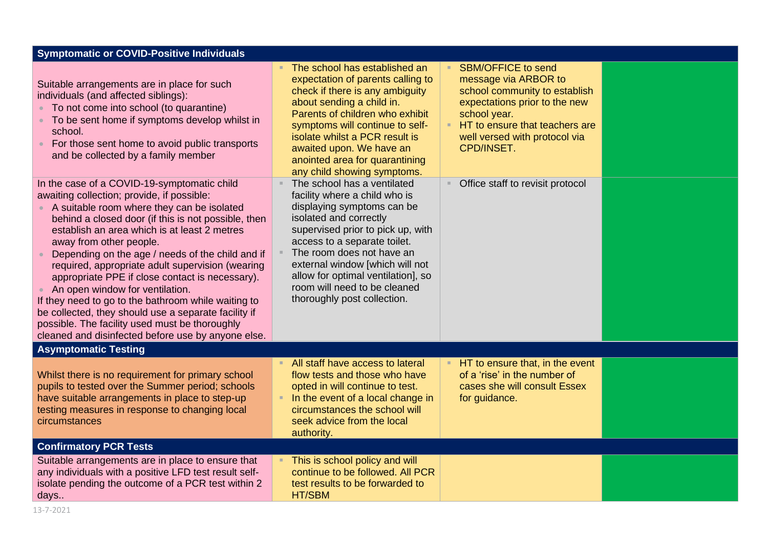| Symptomatic or COVID-Positive Individuals | | | |
|---|---|---|---|
| Suitable arrangements are in place for such individuals (and affected siblings):<br>• To not come into school (to quarantine)<br>• To be sent home if symptoms develop whilst in school.<br>• For those sent home to avoid public transports and be collected by a family member | • The school has established an expectation of parents calling to check if there is any ambiguity about sending a child in. Parents of children who exhibit symptoms will continue to self-isolate whilst a PCR result is awaited upon. We have an anointed area for quarantining any child showing symptoms. | • SBM/OFFICE to send message via ARBOR to school community to establish expectations prior to the new school year.<br>• HT to ensure that teachers are well versed with protocol via CPD/INSET. | |
| In the case of a COVID-19-symptomatic child awaiting collection; provide, if possible:<br>• A suitable room where they can be isolated behind a closed door (if this is not possible, then establish an area which is at least 2 metres away from other people.<br>• Depending on the age / needs of the child and if required, appropriate adult supervision (wearing appropriate PPE if close contact is necessary).<br>• An open window for ventilation.<br>If they need to go to the bathroom while waiting to be collected, they should use a separate facility if possible. The facility used must be thoroughly cleaned and disinfected before use by anyone else. | • The school has a ventilated facility where a child who is displaying symptoms can be isolated and correctly supervised prior to pick up, with access to a separate toilet.<br>• The room does not have an external window [which will not allow for optimal ventilation], so room will need to be cleaned thoroughly post collection. | • Office staff to revisit protocol | |
| **Asymptomatic Testing** | | | |
| Whilst there is no requirement for primary school pupils to tested over the Summer period; schools have suitable arrangements in place to step-up testing measures in response to changing local circumstances | • All staff have access to lateral flow tests and those who have opted in will continue to test.<br>• In the event of a local change in circumstances the school will seek advice from the local authority. | • HT to ensure that, in the event of a 'rise' in the number of cases she will consult Essex for guidance. | |
| **Confirmatory PCR Tests** | | | |
| Suitable arrangements are in place to ensure that any individuals with a positive LFD test result self-isolate pending the outcome of a PCR test within 2 days.. | • This is school policy and will continue to be followed. All PCR test results to be forwarded to HT/SBM | | |

13-7-2021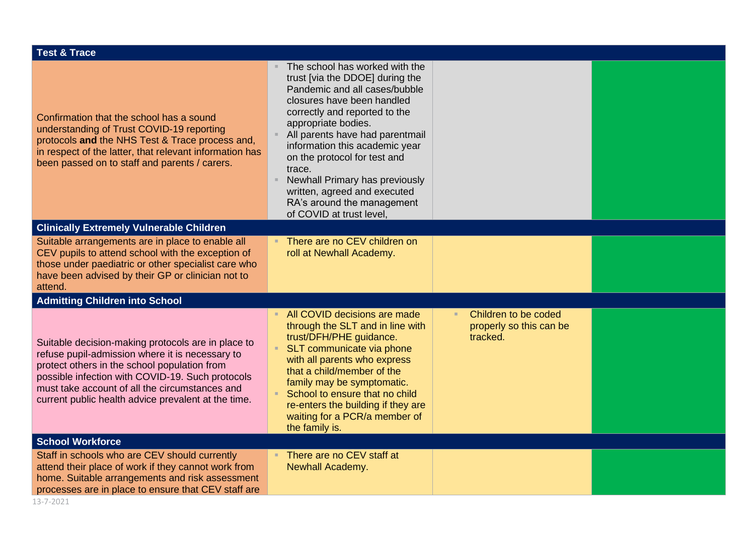| Test & Trace | | | |
|---|---|---|---|
| Confirmation that the school has a sound understanding of Trust COVID-19 reporting protocols **and** the NHS Test & Trace process and, in respect of the latter, that relevant information has been passed on to staff and parents / carers. | ▪ The school has worked with the trust [via the DDOE] during the Pandemic and all cases/bubble closures have been handled correctly and reported to the appropriate bodies.<br>▪ All parents have had parentmail information this academic year on the protocol for test and trace.<br>▪ Newhall Primary has previously written, agreed and executed RA's around the management of COVID at trust level, | | |
| **Clinically Extremely Vulnerable Children** | | | |
| Suitable arrangements are in place to enable all CEV pupils to attend school with the exception of those under paediatric or other specialist care who have been advised by their GP or clinician not to attend. | ▪ There are no CEV children on roll at Newhall Academy. | | |
| **Admitting Children into School** | | | |
| Suitable decision-making protocols are in place to refuse pupil-admission where it is necessary to protect others in the school population from possible infection with COVID-19. Such protocols must take account of all the circumstances and current public health advice prevalent at the time. | ▪ All COVID decisions are made through the SLT and in line with trust/DFH/PHE guidance.<br>▪ SLT communicate via phone with all parents who express that a child/member of the family may be symptomatic.<br>▪ School to ensure that no child re-enters the building if they are waiting for a PCR/a member of the family is. | ▪ Children to be coded properly so this can be tracked. | |
| **School Workforce** | | | |
| Staff in schools who are CEV should currently attend their place of work if they cannot work from home. Suitable arrangements and risk assessment processes are in place to ensure that CEV staff are | ▪ There are no CEV staff at Newhall Academy. | | |

13-7-2021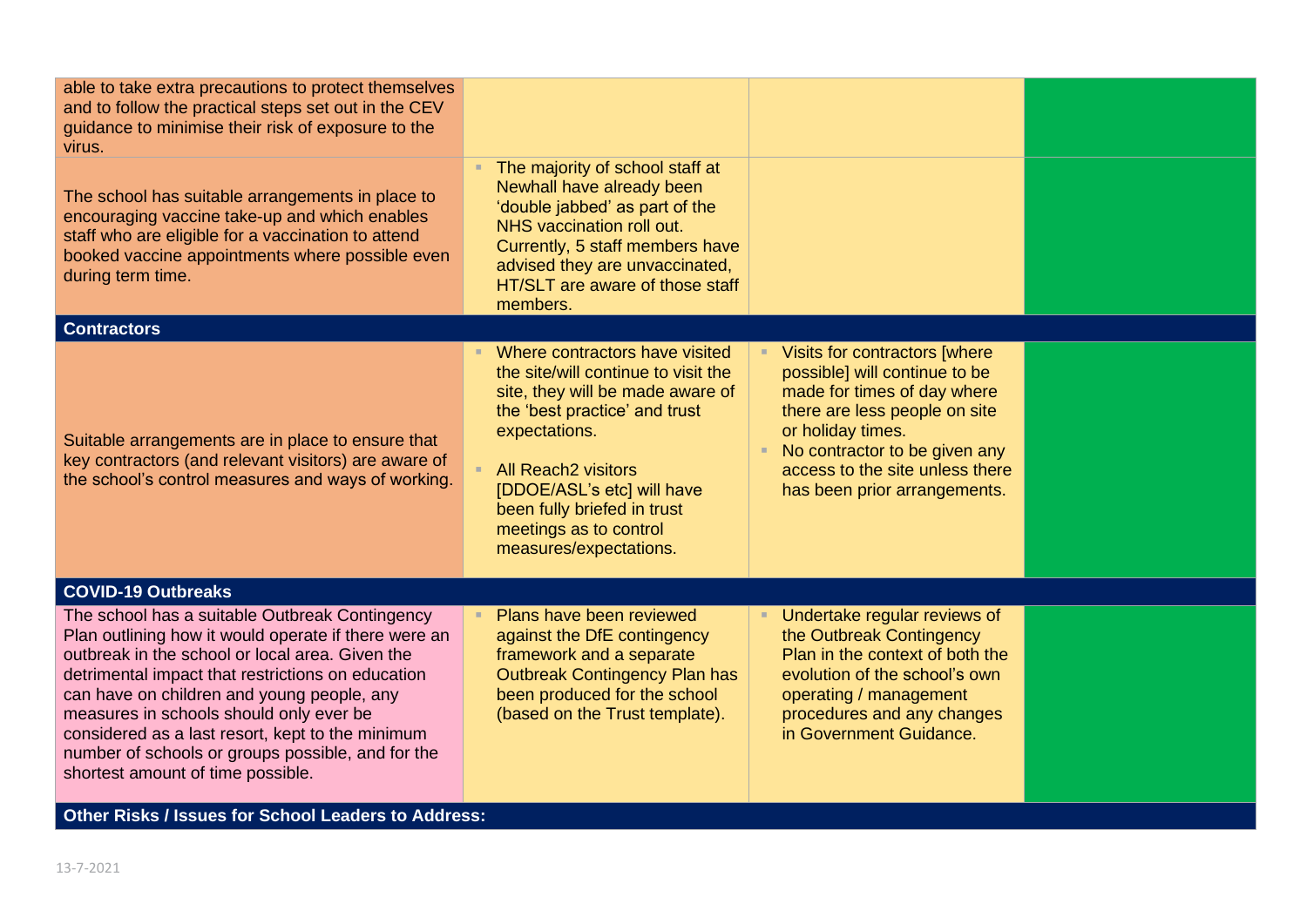| | | | |
|---|---|---|---|
| able to take extra precautions to protect themselves and to follow the practical steps set out in the CEV guidance to minimise their risk of exposure to the virus. | | | |
| The school has suitable arrangements in place to encouraging vaccine take-up and which enables staff who are eligible for a vaccination to attend booked vaccine appointments where possible even during term time. | ▪ The majority of school staff at Newhall have already been 'double jabbed' as part of the NHS vaccination roll out. Currently, 5 staff members have advised they are unvaccinated, HT/SLT are aware of those staff members. | | |
| **Contractors** | | | |
| Suitable arrangements are in place to ensure that key contractors (and relevant visitors) are aware of the school's control measures and ways of working. | ▪ Where contractors have visited the site/will continue to visit the site, they will be made aware of the 'best practice' and trust expectations.<br><br>▪ All Reach2 visitors [DDOE/ASL's etc] will have been fully briefed in trust meetings as to control measures/expectations. | ▪ Visits for contractors [where possible] will continue to be made for times of day where there are less people on site or holiday times.<br>▪ No contractor to be given any access to the site unless there has been prior arrangements. | |
| **COVID-19 Outbreaks** | | | |
| The school has a suitable Outbreak Contingency Plan outlining how it would operate if there were an outbreak in the school or local area. Given the detrimental impact that restrictions on education can have on children and young people, any measures in schools should only ever be considered as a last resort, kept to the minimum number of schools or groups possible, and for the shortest amount of time possible. | ▪ Plans have been reviewed against the DfE contingency framework and a separate Outbreak Contingency Plan has been produced for the school (based on the Trust template). | ▪ Undertake regular reviews of the Outbreak Contingency Plan in the context of both the evolution of the school's own operating / management procedures and any changes in Government Guidance. | |
| **Other Risks / Issues for School Leaders to Address:** | | | |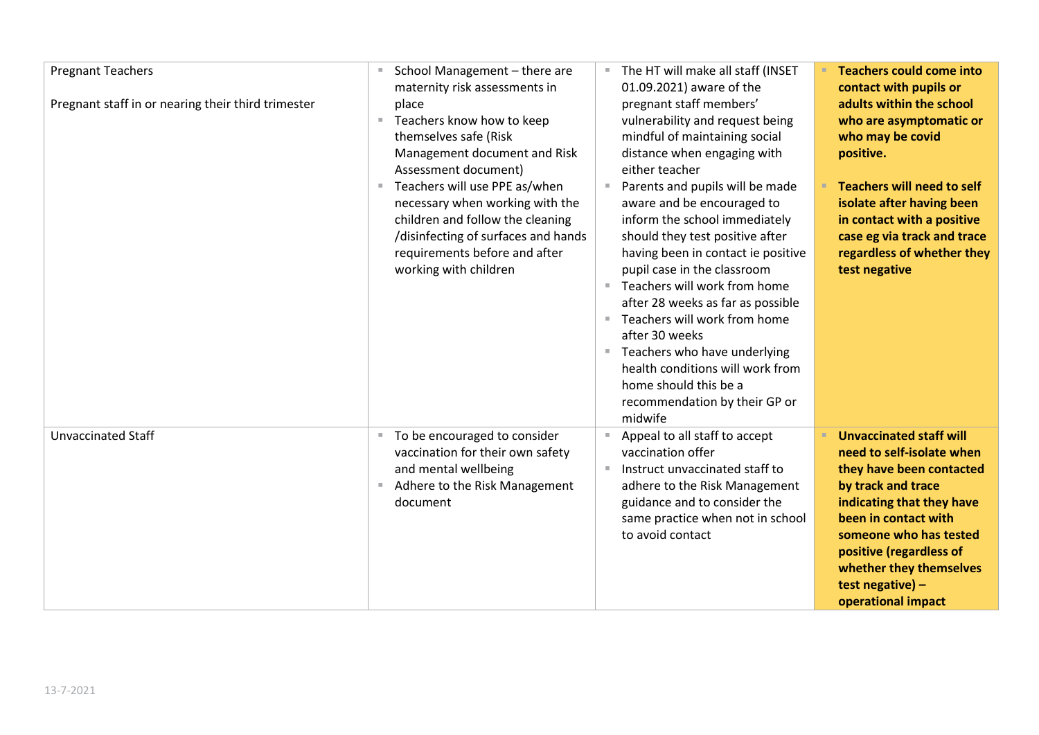| | | | |
|---|---|---|---|
| Pregnant Teachers<br><br>Pregnant staff in or nearing their third trimester | ▪ School Management – there are maternity risk assessments in place<br>▪ Teachers know how to keep themselves safe (Risk Management document and Risk Assessment document)<br>▪ Teachers will use PPE as/when necessary when working with the children and follow the cleaning /disinfecting of surfaces and hands requirements before and after working with children | ▪ The HT will make all staff (INSET 01.09.2021) aware of the pregnant staff members' vulnerability and request being mindful of maintaining social distance when engaging with either teacher<br>▪ Parents and pupils will be made aware and be encouraged to inform the school immediately should they test positive after having been in contact ie positive pupil case in the classroom<br>▪ Teachers will work from home after 28 weeks as far as possible<br>▪ Teachers will work from home after 30 weeks<br>▪ Teachers who have underlying health conditions will work from home should this be a recommendation by their GP or midwife | ▪ **Teachers could come into contact with pupils or adults within the school who are asymptomatic or who may be covid positive.**<br><br>▪ **Teachers will need to self isolate after having been in contact with a positive case eg via track and trace regardless of whether they test negative** |
| Unvaccinated Staff | ▪ To be encouraged to consider vaccination for their own safety and mental wellbeing<br>▪ Adhere to the Risk Management document | ▪ Appeal to all staff to accept vaccination offer<br>▪ Instruct unvaccinated staff to adhere to the Risk Management guidance and to consider the same practice when not in school to avoid contact | ▪ **Unvaccinated staff will need to self-isolate when they have been contacted by track and trace indicating that they have been in contact with someone who has tested positive (regardless of whether they themselves test negative) – operational impact** |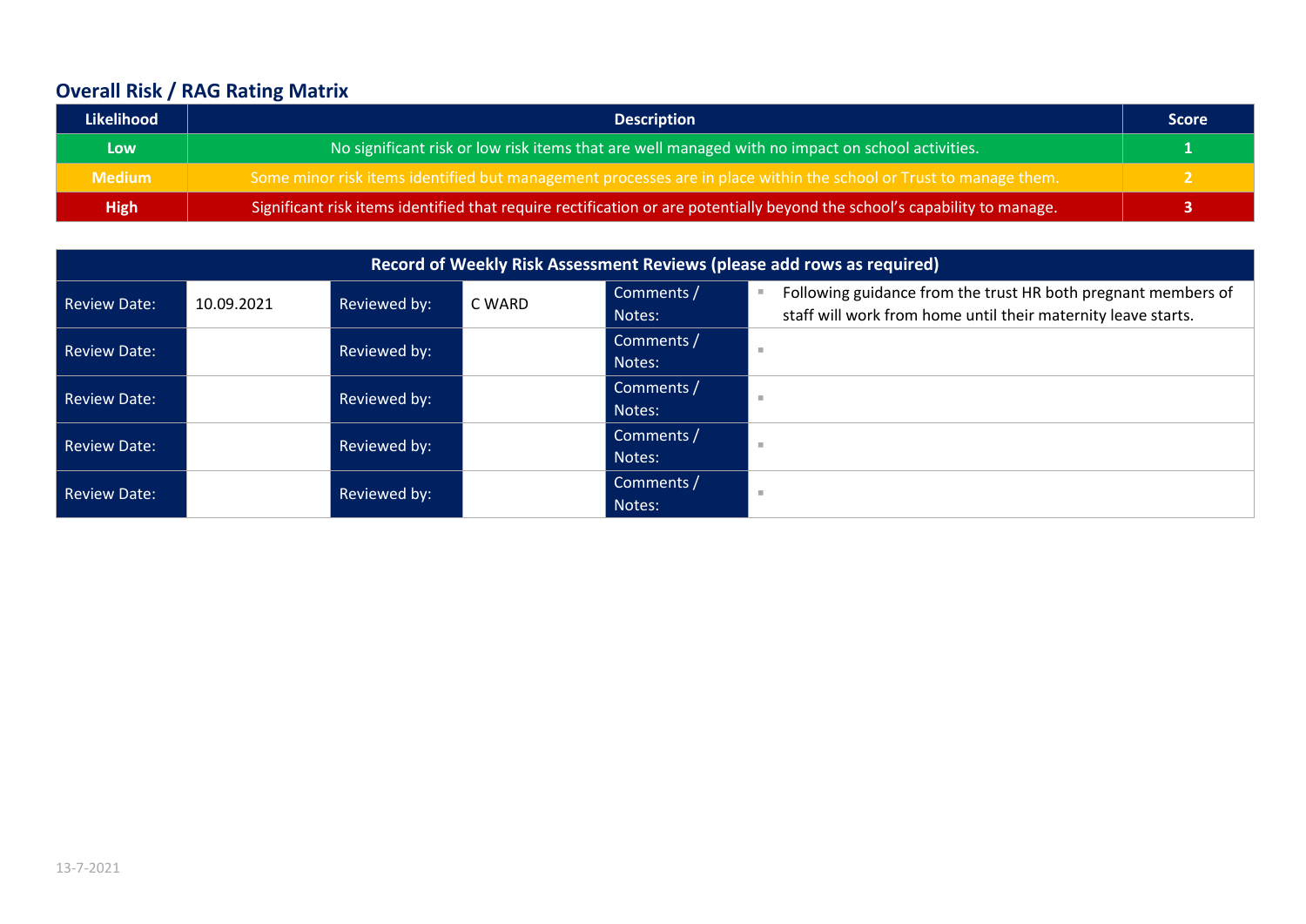## Overall Risk / RAG Rating Matrix

| Likelihood | Description | Score |
|---|---|---|
| **Low** | No significant risk or low risk items that are well managed with no impact on school activities. | **1** |
| **Medium** | Some minor risk items identified but management processes are in place within the school or Trust to manage them. | **2** |
| **High** | Significant risk items identified that require rectification or are potentially beyond the school's capability to manage. | **3** |

| Record of Weekly Risk Assessment Reviews (please add rows as required) | | | | | |
|---|---|---|---|---|---|
| Review Date: | 10.09.2021 | Reviewed by: | C WARD | Comments / Notes: | ▪ Following guidance from the trust HR both pregnant members of staff will work from home until their maternity leave starts. |
| Review Date: | | Reviewed by: | | Comments / Notes: | ▪ |
| Review Date: | | Reviewed by: | | Comments / Notes: | ▪ |
| Review Date: | | Reviewed by: | | Comments / Notes: | ▪ |
| Review Date: | | Reviewed by: | | Comments / Notes: | ▪ |